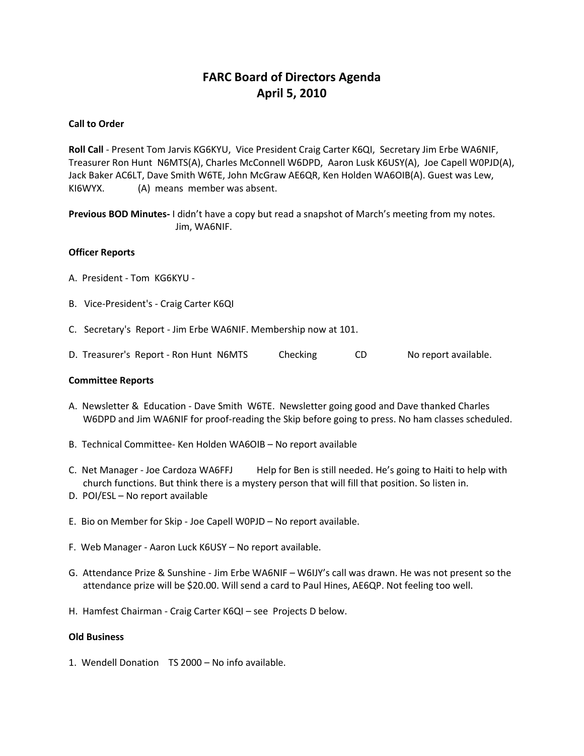# FARC Board of Directors Agenda
## April 5, 2010

**Call to Order**

**Roll Call** - Present Tom Jarvis KG6KYU, Vice President Craig Carter K6QI, Secretary Jim Erbe WA6NIF, Treasurer Ron Hunt N6MTS(A), Charles McConnell W6DPD, Aaron Lusk K6USY(A), Joe Capell W0PJD(A), Jack Baker AC6LT, Dave Smith W6TE, John McGraw AE6QR, Ken Holden WA6OIB(A). Guest was Lew, KI6WYX. (A) means member was absent.

**Previous BOD Minutes-** I didn't have a copy but read a snapshot of March's meeting from my notes. Jim, WA6NIF.

**Officer Reports**

A. President - Tom KG6KYU -

B. Vice-President's - Craig Carter K6QI

C. Secretary's Report - Jim Erbe WA6NIF. Membership now at 101.

D. Treasurer's Report - Ron Hunt N6MTS Checking CD No report available.

**Committee Reports**

A. Newsletter & Education - Dave Smith W6TE. Newsletter going good and Dave thanked Charles W6DPD and Jim WA6NIF for proof-reading the Skip before going to press. No ham classes scheduled.

B. Technical Committee- Ken Holden WA6OIB – No report available

C. Net Manager - Joe Cardoza WA6FFJ Help for Ben is still needed. He's going to Haiti to help with church functions. But think there is a mystery person that will fill that position. So listen in.

D. POI/ESL – No report available

E. Bio on Member for Skip - Joe Capell W0PJD – No report available.

F. Web Manager - Aaron Luck K6USY – No report available.

G. Attendance Prize & Sunshine - Jim Erbe WA6NIF – W6IJY's call was drawn. He was not present so the attendance prize will be $20.00. Will send a card to Paul Hines, AE6QP. Not feeling too well.

H. Hamfest Chairman - Craig Carter K6QI – see Projects D below.

**Old Business**

1. Wendell Donation TS 2000 – No info available.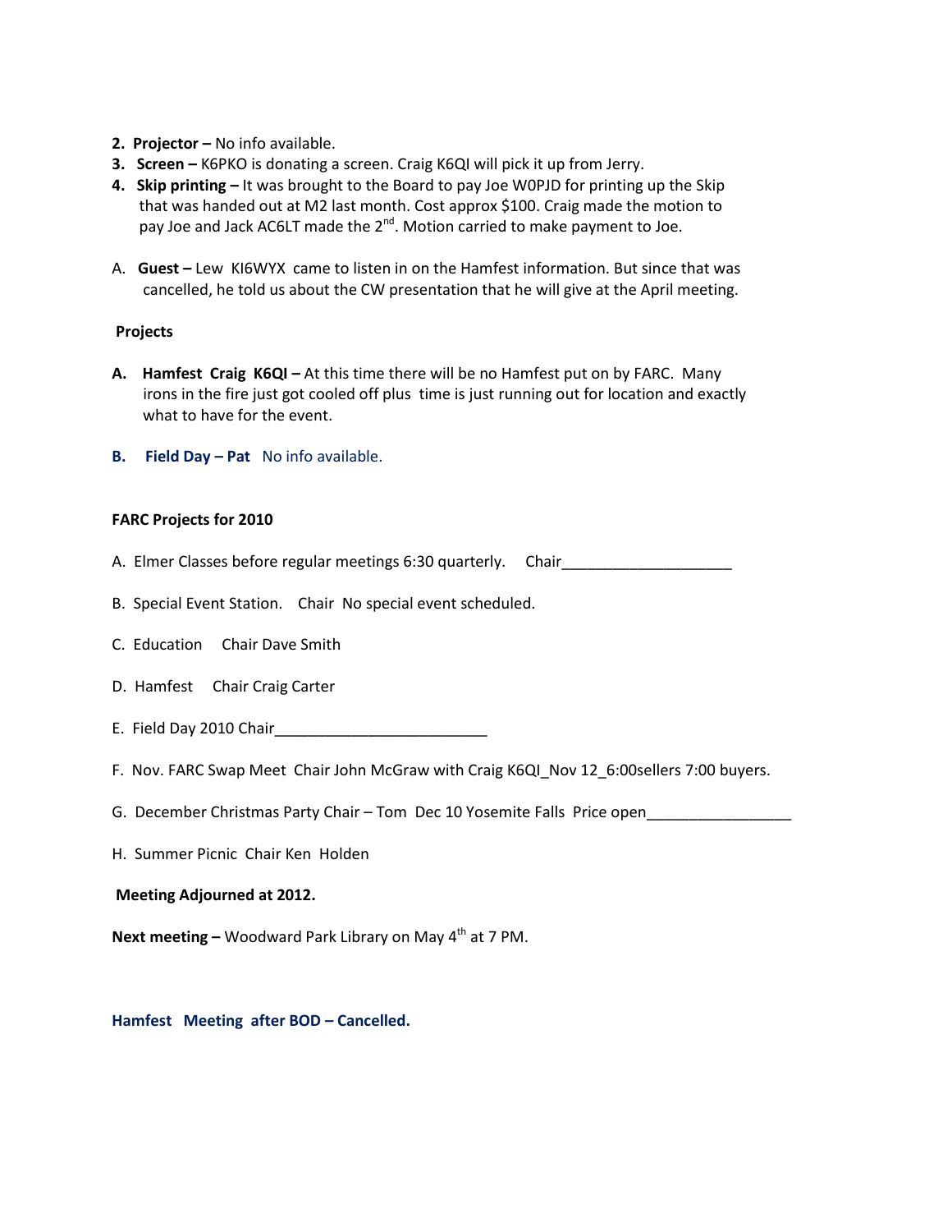2. **Projector –** No info available.
3. **Screen –** K6PKO is donating a screen. Craig K6QI will pick it up from Jerry.
4. **Skip printing –** It was brought to the Board to pay Joe W0PJD for printing up the Skip that was handed out at M2 last month. Cost approx $100. Craig made the motion to pay Joe and Jack AC6LT made the 2nd. Motion carried to make payment to Joe.

A. **Guest –** Lew KI6WYX came to listen in on the Hamfest information. But since that was cancelled, he told us about the CW presentation that he will give at the April meeting.

**Projects**

**A. Hamfest Craig K6QI –** At this time there will be no Hamfest put on by FARC. Many irons in the fire just got cooled off plus time is just running out for location and exactly what to have for the event.

**B. Field Day – Pat** No info available.

**FARC Projects for 2010**

A. Elmer Classes before regular meetings 6:30 quarterly. Chair____________________

B. Special Event Station. Chair No special event scheduled.

C. Education Chair Dave Smith

D. Hamfest Chair Craig Carter

E. Field Day 2010 Chair_________________________

F. Nov. FARC Swap Meet Chair John McGraw with Craig K6QI_Nov 12_6:00sellers 7:00 buyers.

G. December Christmas Party Chair – Tom Dec 10 Yosemite Falls Price open_________________

H. Summer Picnic Chair Ken Holden

**Meeting Adjourned at 2012.**

**Next meeting –** Woodward Park Library on May 4th at 7 PM.

**Hamfest Meeting after BOD – Cancelled.**